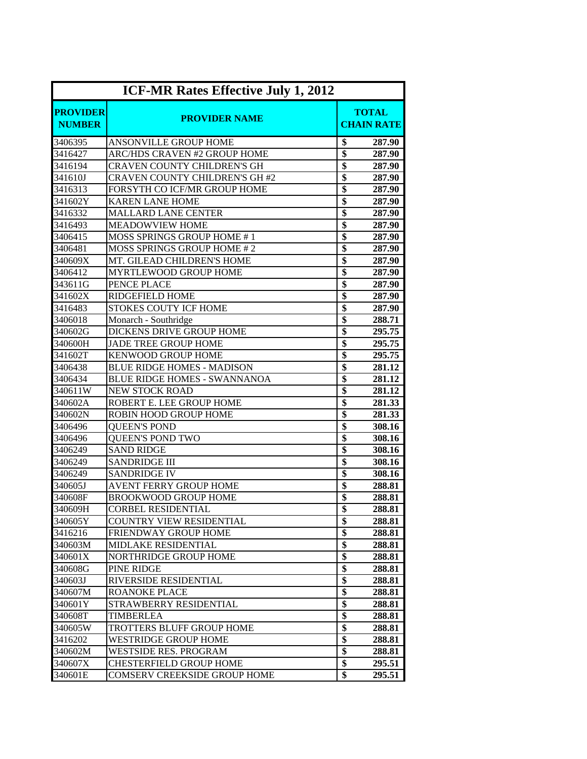| ICF-MR Rates Effective July 1, 2012 | | |
|---|---|---|
| **PROVIDER NUMBER** | **PROVIDER NAME** | **TOTAL CHAIN RATE** |
| 3406395 | ANSONVILLE GROUP HOME | $ 287.90 |
| 3416427 | ARC/HDS CRAVEN #2 GROUP HOME | $ 287.90 |
| 3416194 | CRAVEN COUNTY CHILDREN'S GH | $ 287.90 |
| 341610J | CRAVEN COUNTY CHILDREN'S GH #2 | $ 287.90 |
| 3416313 | FORSYTH CO ICF/MR GROUP HOME | $ 287.90 |
| 341602Y | KAREN LANE HOME | $ 287.90 |
| 3416332 | MALLARD LANE CENTER | $ 287.90 |
| 3416493 | MEADOWVIEW HOME | $ 287.90 |
| 3406415 | MOSS SPRINGS GROUP HOME # 1 | $ 287.90 |
| 3406481 | MOSS SPRINGS GROUP HOME # 2 | $ 287.90 |
| 340609X | MT. GILEAD CHILDREN'S HOME | $ 287.90 |
| 3406412 | MYRTLEWOOD GROUP HOME | $ 287.90 |
| 343611G | PENCE PLACE | $ 287.90 |
| 341602X | RIDGEFIELD HOME | $ 287.90 |
| 3416483 | STOKES COUTY ICF HOME | $ 287.90 |
| 3406018 | Monarch - Southridge | $ 288.71 |
| 340602G | DICKENS DRIVE GROUP HOME | $ 295.75 |
| 340600H | JADE TREE GROUP HOME | $ 295.75 |
| 341602T | KENWOOD GROUP HOME | $ 295.75 |
| 3406438 | BLUE RIDGE HOMES - MADISON | $ 281.12 |
| 3406434 | BLUE RIDGE HOMES - SWANNANOA | $ 281.12 |
| 340611W | NEW STOCK ROAD | $ 281.12 |
| 340602A | ROBERT E. LEE GROUP HOME | $ 281.33 |
| 340602N | ROBIN HOOD GROUP HOME | $ 281.33 |
| 3406496 | QUEEN'S POND | $ 308.16 |
| 3406496 | QUEEN'S POND TWO | $ 308.16 |
| 3406249 | SAND RIDGE | $ 308.16 |
| 3406249 | SANDRIDGE III | $ 308.16 |
| 3406249 | SANDRIDGE IV | $ 308.16 |
| 340605J | AVENT FERRY GROUP HOME | $ 288.81 |
| 340608F | BROOKWOOD GROUP HOME | $ 288.81 |
| 340609H | CORBEL RESIDENTIAL | $ 288.81 |
| 340605Y | COUNTRY VIEW RESIDENTIAL | $ 288.81 |
| 3416216 | FRIENDWAY GROUP HOME | $ 288.81 |
| 340603M | MIDLAKE RESIDENTIAL | $ 288.81 |
| 340601X | NORTHRIDGE GROUP HOME | $ 288.81 |
| 340608G | PINE RIDGE | $ 288.81 |
| 340603J | RIVERSIDE RESIDENTIAL | $ 288.81 |
| 340607M | ROANOKE PLACE | $ 288.81 |
| 340601Y | STRAWBERRY RESIDENTIAL | $ 288.81 |
| 340608T | TIMBERLEA | $ 288.81 |
| 340605W | TROTTERS BLUFF GROUP HOME | $ 288.81 |
| 3416202 | WESTRIDGE GROUP HOME | $ 288.81 |
| 340602M | WESTSIDE RES. PROGRAM | $ 288.81 |
| 340607X | CHESTERFIELD GROUP HOME | $ 295.51 |
| 340601E | COMSERV CREEKSIDE GROUP HOME | $ 295.51 |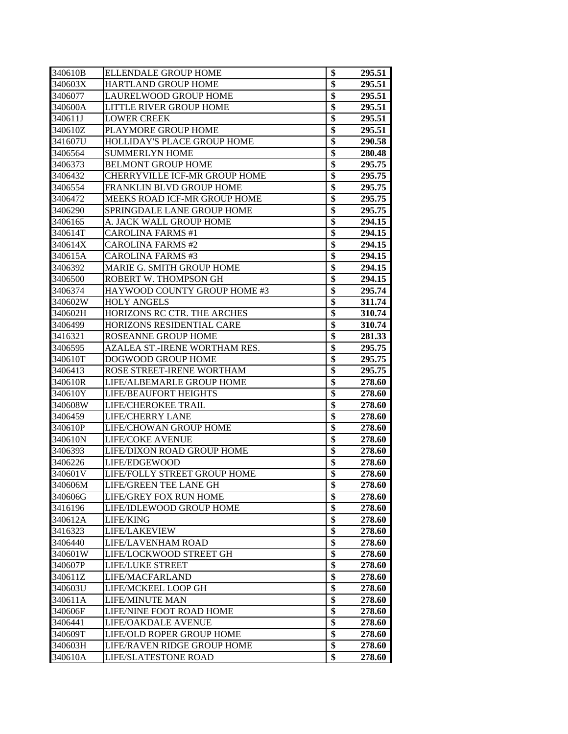| | | | |
|---|---|---|---|
| 340610B | ELLENDALE GROUP HOME | $ | **295.51** |
| 340603X | HARTLAND GROUP HOME | $ | **295.51** |
| 3406077 | LAURELWOOD GROUP HOME | $ | **295.51** |
| 340600A | LITTLE RIVER GROUP HOME | $ | **295.51** |
| 340611J | LOWER CREEK | $ | **295.51** |
| 340610Z | PLAYMORE GROUP HOME | $ | **295.51** |
| 341607U | HOLLIDAY'S PLACE GROUP HOME | $ | **290.58** |
| 3406564 | SUMMERLYN HOME | $ | **280.48** |
| 3406373 | BELMONT GROUP HOME | $ | **295.75** |
| 3406432 | CHERRYVILLE ICF-MR GROUP HOME | $ | **295.75** |
| 3406554 | FRANKLIN BLVD GROUP HOME | $ | **295.75** |
| 3406472 | MEEKS ROAD ICF-MR GROUP HOME | $ | **295.75** |
| 3406290 | SPRINGDALE LANE GROUP HOME | $ | **295.75** |
| 3406165 | A. JACK WALL GROUP HOME | $ | **294.15** |
| 340614T | CAROLINA FARMS #1 | $ | **294.15** |
| 340614X | CAROLINA FARMS #2 | $ | **294.15** |
| 340615A | CAROLINA FARMS #3 | $ | **294.15** |
| 3406392 | MARIE G. SMITH GROUP HOME | $ | **294.15** |
| 3406500 | ROBERT W. THOMPSON GH | $ | **294.15** |
| 3406374 | HAYWOOD COUNTY GROUP HOME #3 | $ | **295.74** |
| 340602W | HOLY ANGELS | $ | **311.74** |
| 340602H | HORIZONS RC CTR. THE ARCHES | $ | **310.74** |
| 3406499 | HORIZONS RESIDENTIAL CARE | $ | **310.74** |
| 3416321 | ROSEANNE GROUP HOME | $ | **281.33** |
| 3406595 | AZALEA ST.-IRENE WORTHAM RES. | $ | **295.75** |
| 340610T | DOGWOOD GROUP HOME | $ | **295.75** |
| 3406413 | ROSE STREET-IRENE WORTHAM | $ | **295.75** |
| 340610R | LIFE/ALBEMARLE GROUP HOME | $ | **278.60** |
| 340610Y | LIFE/BEAUFORT HEIGHTS | $ | **278.60** |
| 340608W | LIFE/CHEROKEE TRAIL | $ | **278.60** |
| 3406459 | LIFE/CHERRY LANE | $ | **278.60** |
| 340610P | LIFE/CHOWAN GROUP HOME | $ | **278.60** |
| 340610N | LIFE/COKE AVENUE | $ | **278.60** |
| 3406393 | LIFE/DIXON ROAD GROUP HOME | $ | **278.60** |
| 3406226 | LIFE/EDGEWOOD | $ | **278.60** |
| 340601V | LIFE/FOLLY STREET GROUP HOME | $ | **278.60** |
| 340606M | LIFE/GREEN TEE LANE GH | $ | **278.60** |
| 340606G | LIFE/GREY FOX RUN HOME | $ | **278.60** |
| 3416196 | LIFE/IDLEWOOD GROUP HOME | $ | **278.60** |
| 340612A | LIFE/KING | $ | **278.60** |
| 3416323 | LIFE/LAKEVIEW | $ | **278.60** |
| 3406440 | LIFE/LAVENHAM ROAD | $ | **278.60** |
| 340601W | LIFE/LOCKWOOD STREET GH | $ | **278.60** |
| 340607P | LIFE/LUKE STREET | $ | **278.60** |
| 340611Z | LIFE/MACFARLAND | $ | **278.60** |
| 340603U | LIFE/MCKEEL LOOP GH | $ | **278.60** |
| 340611A | LIFE/MINUTE MAN | $ | **278.60** |
| 340606F | LIFE/NINE FOOT ROAD HOME | $ | **278.60** |
| 3406441 | LIFE/OAKDALE AVENUE | $ | **278.60** |
| 340609T | LIFE/OLD ROPER GROUP HOME | $ | **278.60** |
| 340603H | LIFE/RAVEN RIDGE GROUP HOME | $ | **278.60** |
| 340610A | LIFE/SLATESTONE ROAD | $ | **278.60** |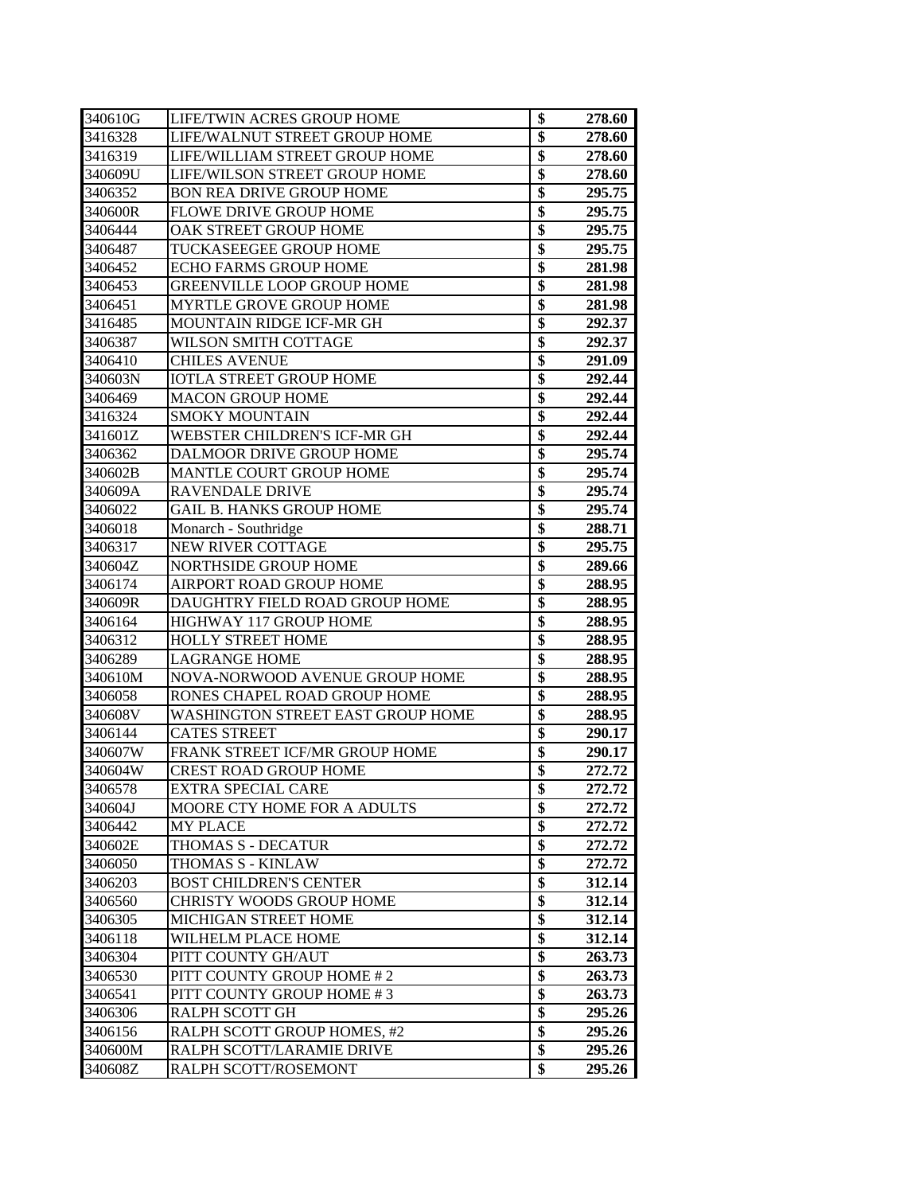| | | | |
|---|---|---|---|
| 340610G | LIFE/TWIN ACRES GROUP HOME | $ | **278.60** |
| 3416328 | LIFE/WALNUT STREET GROUP HOME | $ | **278.60** |
| 3416319 | LIFE/WILLIAM STREET GROUP HOME | $ | **278.60** |
| 340609U | LIFE/WILSON STREET GROUP HOME | $ | **278.60** |
| 3406352 | BON REA DRIVE GROUP HOME | $ | **295.75** |
| 340600R | FLOWE DRIVE GROUP HOME | $ | **295.75** |
| 3406444 | OAK STREET GROUP HOME | $ | **295.75** |
| 3406487 | TUCKASEEGEE GROUP HOME | $ | **295.75** |
| 3406452 | ECHO FARMS GROUP HOME | $ | **281.98** |
| 3406453 | GREENVILLE LOOP GROUP HOME | $ | **281.98** |
| 3406451 | MYRTLE GROVE GROUP HOME | $ | **281.98** |
| 3416485 | MOUNTAIN RIDGE ICF-MR GH | $ | **292.37** |
| 3406387 | WILSON SMITH COTTAGE | $ | **292.37** |
| 3406410 | CHILES AVENUE | $ | **291.09** |
| 340603N | IOTLA STREET GROUP HOME | $ | **292.44** |
| 3406469 | MACON GROUP HOME | $ | **292.44** |
| 3416324 | SMOKY MOUNTAIN | $ | **292.44** |
| 341601Z | WEBSTER CHILDREN'S ICF-MR GH | $ | **292.44** |
| 3406362 | DALMOOR DRIVE GROUP HOME | $ | **295.74** |
| 340602B | MANTLE COURT GROUP HOME | $ | **295.74** |
| 340609A | RAVENDALE DRIVE | $ | **295.74** |
| 3406022 | GAIL B. HANKS GROUP HOME | $ | **295.74** |
| 3406018 | Monarch - Southridge | $ | **288.71** |
| 3406317 | NEW RIVER COTTAGE | $ | **295.75** |
| 340604Z | NORTHSIDE GROUP HOME | $ | **289.66** |
| 3406174 | AIRPORT ROAD GROUP HOME | $ | **288.95** |
| 340609R | DAUGHTRY FIELD ROAD GROUP HOME | $ | **288.95** |
| 3406164 | HIGHWAY 117 GROUP HOME | $ | **288.95** |
| 3406312 | HOLLY STREET HOME | $ | **288.95** |
| 3406289 | LAGRANGE HOME | $ | **288.95** |
| 340610M | NOVA-NORWOOD AVENUE GROUP HOME | $ | **288.95** |
| 3406058 | RONES CHAPEL ROAD GROUP HOME | $ | **288.95** |
| 340608V | WASHINGTON STREET EAST GROUP HOME | $ | **288.95** |
| 3406144 | CATES STREET | $ | **290.17** |
| 340607W | FRANK STREET ICF/MR GROUP HOME | $ | **290.17** |
| 340604W | CREST ROAD GROUP HOME | $ | **272.72** |
| 3406578 | EXTRA SPECIAL CARE | $ | **272.72** |
| 340604J | MOORE CTY HOME FOR A ADULTS | $ | **272.72** |
| 3406442 | MY PLACE | $ | **272.72** |
| 340602E | THOMAS S - DECATUR | $ | **272.72** |
| 3406050 | THOMAS S - KINLAW | $ | **272.72** |
| 3406203 | BOST CHILDREN'S CENTER | $ | **312.14** |
| 3406560 | CHRISTY WOODS GROUP HOME | $ | **312.14** |
| 3406305 | MICHIGAN STREET HOME | $ | **312.14** |
| 3406118 | WILHELM PLACE HOME | $ | **312.14** |
| 3406304 | PITT COUNTY GH/AUT | $ | **263.73** |
| 3406530 | PITT COUNTY GROUP HOME # 2 | $ | **263.73** |
| 3406541 | PITT COUNTY GROUP HOME # 3 | $ | **263.73** |
| 3406306 | RALPH SCOTT GH | $ | **295.26** |
| 3406156 | RALPH SCOTT GROUP HOMES, #2 | $ | **295.26** |
| 340600M | RALPH SCOTT/LARAMIE DRIVE | $ | **295.26** |
| 340608Z | RALPH SCOTT/ROSEMONT | $ | **295.26** |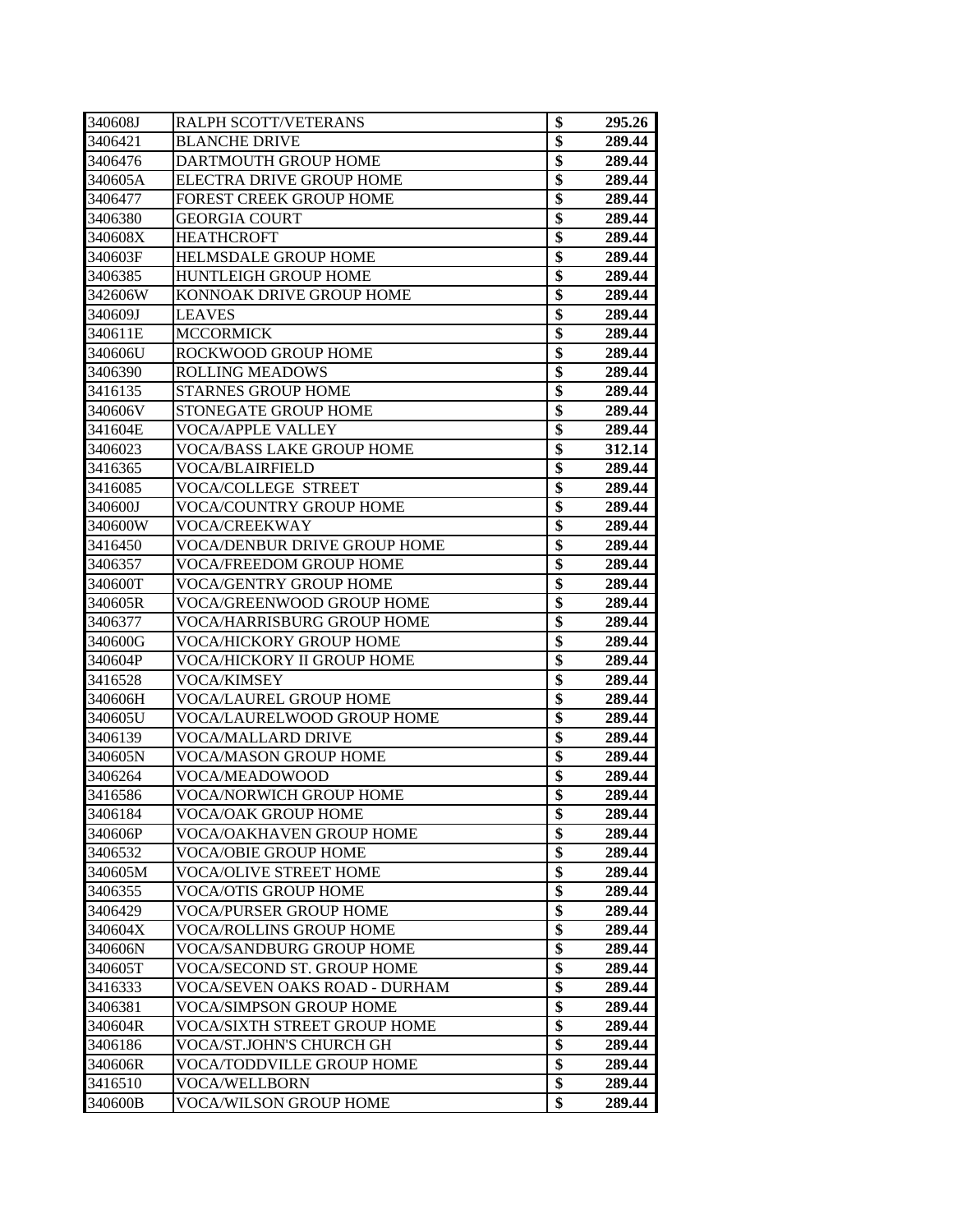| | | | |
|---|---|---|---|
| 340608J | RALPH SCOTT/VETERANS | $ | **295.26** |
| 3406421 | BLANCHE DRIVE | $ | **289.44** |
| 3406476 | DARTMOUTH GROUP HOME | $ | **289.44** |
| 340605A | ELECTRA DRIVE GROUP HOME | $ | **289.44** |
| 3406477 | FOREST CREEK GROUP HOME | $ | **289.44** |
| 3406380 | GEORGIA COURT | $ | **289.44** |
| 340608X | HEATHCROFT | $ | **289.44** |
| 340603F | HELMSDALE GROUP HOME | $ | **289.44** |
| 3406385 | HUNTLEIGH GROUP HOME | $ | **289.44** |
| 342606W | KONNOAK DRIVE GROUP HOME | $ | **289.44** |
| 340609J | LEAVES | $ | **289.44** |
| 340611E | MCCORMICK | $ | **289.44** |
| 340606U | ROCKWOOD GROUP HOME | $ | **289.44** |
| 3406390 | ROLLING MEADOWS | $ | **289.44** |
| 3416135 | STARNES GROUP HOME | $ | **289.44** |
| 340606V | STONEGATE GROUP HOME | $ | **289.44** |
| 341604E | VOCA/APPLE VALLEY | $ | **289.44** |
| 3406023 | VOCA/BASS LAKE GROUP HOME | $ | **312.14** |
| 3416365 | VOCA/BLAIRFIELD | $ | **289.44** |
| 3416085 | VOCA/COLLEGE STREET | $ | **289.44** |
| 340600J | VOCA/COUNTRY GROUP HOME | $ | **289.44** |
| 340600W | VOCA/CREEKWAY | $ | **289.44** |
| 3416450 | VOCA/DENBUR DRIVE GROUP HOME | $ | **289.44** |
| 3406357 | VOCA/FREEDOM GROUP HOME | $ | **289.44** |
| 340600T | VOCA/GENTRY GROUP HOME | $ | **289.44** |
| 340605R | VOCA/GREENWOOD GROUP HOME | $ | **289.44** |
| 3406377 | VOCA/HARRISBURG GROUP HOME | $ | **289.44** |
| 340600G | VOCA/HICKORY GROUP HOME | $ | **289.44** |
| 340604P | VOCA/HICKORY II GROUP HOME | $ | **289.44** |
| 3416528 | VOCA/KIMSEY | $ | **289.44** |
| 340606H | VOCA/LAUREL GROUP HOME | $ | **289.44** |
| 340605U | VOCA/LAURELWOOD GROUP HOME | $ | **289.44** |
| 3406139 | VOCA/MALLARD DRIVE | $ | **289.44** |
| 340605N | VOCA/MASON GROUP HOME | $ | **289.44** |
| 3406264 | VOCA/MEADOWOOD | $ | **289.44** |
| 3416586 | VOCA/NORWICH GROUP HOME | $ | **289.44** |
| 3406184 | VOCA/OAK GROUP HOME | $ | **289.44** |
| 340606P | VOCA/OAKHAVEN GROUP HOME | $ | **289.44** |
| 3406532 | VOCA/OBIE GROUP HOME | $ | **289.44** |
| 340605M | VOCA/OLIVE STREET HOME | $ | **289.44** |
| 3406355 | VOCA/OTIS GROUP HOME | $ | **289.44** |
| 3406429 | VOCA/PURSER GROUP HOME | $ | **289.44** |
| 340604X | VOCA/ROLLINS GROUP HOME | $ | **289.44** |
| 340606N | VOCA/SANDBURG GROUP HOME | $ | **289.44** |
| 340605T | VOCA/SECOND ST. GROUP HOME | $ | **289.44** |
| 3416333 | VOCA/SEVEN OAKS ROAD - DURHAM | $ | **289.44** |
| 3406381 | VOCA/SIMPSON GROUP HOME | $ | **289.44** |
| 340604R | VOCA/SIXTH STREET GROUP HOME | $ | **289.44** |
| 3406186 | VOCA/ST.JOHN'S CHURCH GH | $ | **289.44** |
| 340606R | VOCA/TODDVILLE GROUP HOME | $ | **289.44** |
| 3416510 | VOCA/WELLBORN | $ | **289.44** |
| 340600B | VOCA/WILSON GROUP HOME | $ | **289.44** |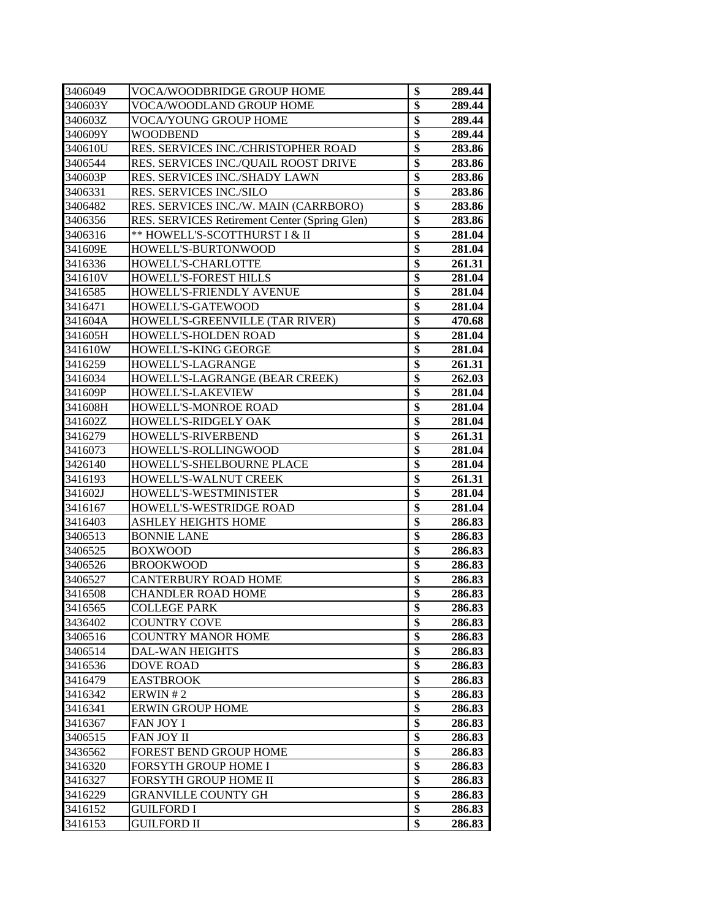| | | | |
|---|---|---|---|
| 3406049 | VOCA/WOODBRIDGE GROUP HOME | $ | 289.44 |
| 340603Y | VOCA/WOODLAND GROUP HOME | $ | 289.44 |
| 340603Z | VOCA/YOUNG GROUP HOME | $ | 289.44 |
| 340609Y | WOODBEND | $ | 289.44 |
| 340610U | RES. SERVICES INC./CHRISTOPHER ROAD | $ | 283.86 |
| 3406544 | RES. SERVICES INC./QUAIL ROOST DRIVE | $ | 283.86 |
| 340603P | RES. SERVICES INC./SHADY LAWN | $ | 283.86 |
| 3406331 | RES. SERVICES INC./SILO | $ | 283.86 |
| 3406482 | RES. SERVICES INC./W. MAIN (CARRBORO) | $ | 283.86 |
| 3406356 | RES. SERVICES Retirement Center (Spring Glen) | $ | 283.86 |
| 3406316 | ** HOWELL'S-SCOTTHURST I & II | $ | 281.04 |
| 341609E | HOWELL'S-BURTONWOOD | $ | 281.04 |
| 3416336 | HOWELL'S-CHARLOTTE | $ | 261.31 |
| 341610V | HOWELL'S-FOREST HILLS | $ | 281.04 |
| 3416585 | HOWELL'S-FRIENDLY AVENUE | $ | 281.04 |
| 3416471 | HOWELL'S-GATEWOOD | $ | 281.04 |
| 341604A | HOWELL'S-GREENVILLE (TAR RIVER) | $ | 470.68 |
| 341605H | HOWELL'S-HOLDEN ROAD | $ | 281.04 |
| 341610W | HOWELL'S-KING GEORGE | $ | 281.04 |
| 3416259 | HOWELL'S-LAGRANGE | $ | 261.31 |
| 3416034 | HOWELL'S-LAGRANGE (BEAR CREEK) | $ | 262.03 |
| 341609P | HOWELL'S-LAKEVIEW | $ | 281.04 |
| 341608H | HOWELL'S-MONROE ROAD | $ | 281.04 |
| 341602Z | HOWELL'S-RIDGELY OAK | $ | 281.04 |
| 3416279 | HOWELL'S-RIVERBEND | $ | 261.31 |
| 3416073 | HOWELL'S-ROLLINGWOOD | $ | 281.04 |
| 3426140 | HOWELL'S-SHELBOURNE PLACE | $ | 281.04 |
| 3416193 | HOWELL'S-WALNUT CREEK | $ | 261.31 |
| 341602J | HOWELL'S-WESTMINISTER | $ | 281.04 |
| 3416167 | HOWELL'S-WESTRIDGE ROAD | $ | 281.04 |
| 3416403 | ASHLEY HEIGHTS HOME | $ | 286.83 |
| 3406513 | BONNIE LANE | $ | 286.83 |
| 3406525 | BOXWOOD | $ | 286.83 |
| 3406526 | BROOKWOOD | $ | 286.83 |
| 3406527 | CANTERBURY ROAD HOME | $ | 286.83 |
| 3416508 | CHANDLER ROAD HOME | $ | 286.83 |
| 3416565 | COLLEGE PARK | $ | 286.83 |
| 3436402 | COUNTRY COVE | $ | 286.83 |
| 3406516 | COUNTRY MANOR HOME | $ | 286.83 |
| 3406514 | DAL-WAN HEIGHTS | $ | 286.83 |
| 3416536 | DOVE ROAD | $ | 286.83 |
| 3416479 | EASTBROOK | $ | 286.83 |
| 3416342 | ERWIN # 2 | $ | 286.83 |
| 3416341 | ERWIN GROUP HOME | $ | 286.83 |
| 3416367 | FAN JOY I | $ | 286.83 |
| 3406515 | FAN JOY II | $ | 286.83 |
| 3436562 | FOREST BEND GROUP HOME | $ | 286.83 |
| 3416320 | FORSYTH GROUP HOME I | $ | 286.83 |
| 3416327 | FORSYTH GROUP HOME II | $ | 286.83 |
| 3416229 | GRANVILLE COUNTY GH | $ | 286.83 |
| 3416152 | GUILFORD I | $ | 286.83 |
| 3416153 | GUILFORD II | $ | 286.83 |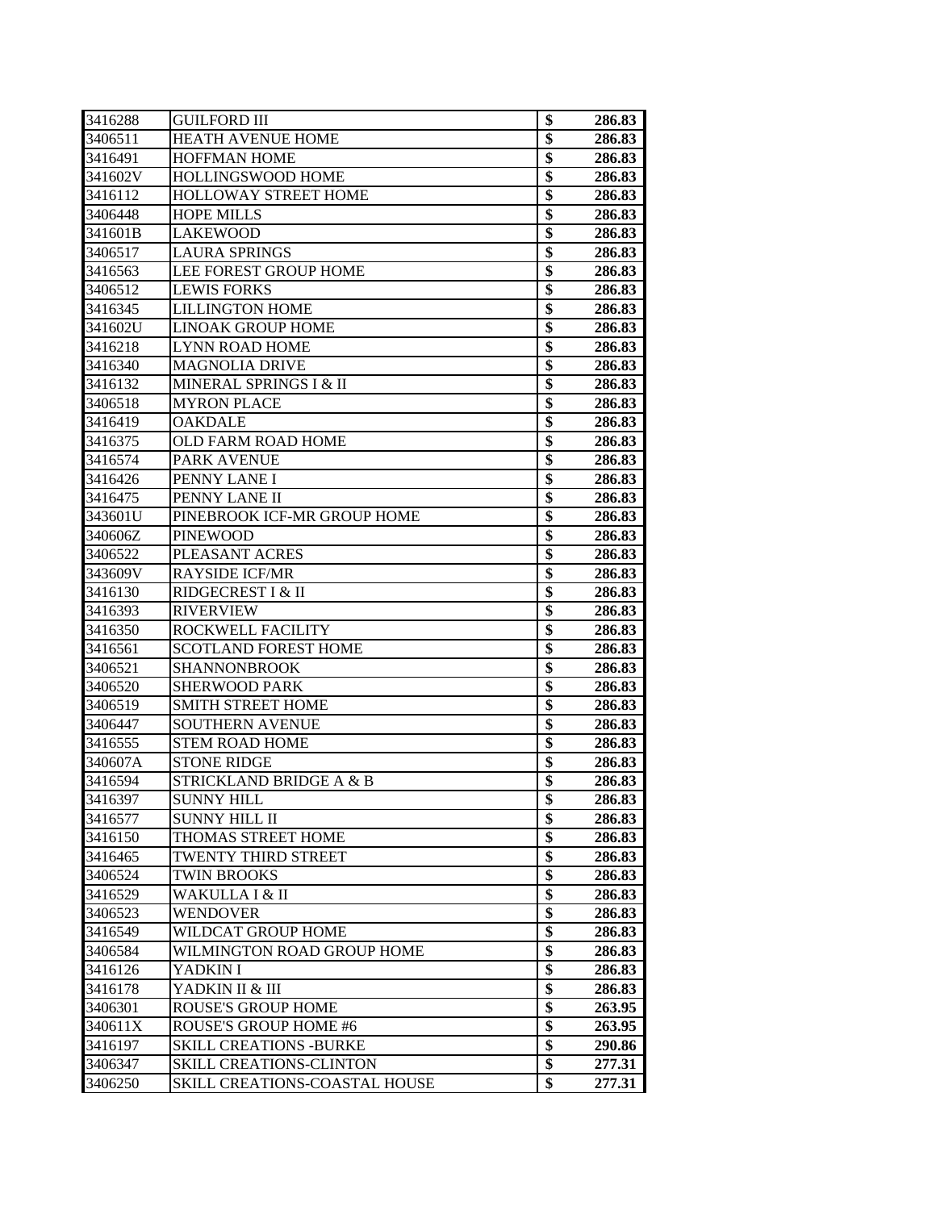| | | | |
|---|---|---|---|
| 3416288 | GUILFORD III | $ | **286.83** |
| 3406511 | HEATH AVENUE HOME | $ | **286.83** |
| 3416491 | HOFFMAN HOME | $ | **286.83** |
| 341602V | HOLLINGSWOOD HOME | $ | **286.83** |
| 3416112 | HOLLOWAY STREET HOME | $ | **286.83** |
| 3406448 | HOPE MILLS | $ | **286.83** |
| 341601B | LAKEWOOD | $ | **286.83** |
| 3406517 | LAURA SPRINGS | $ | **286.83** |
| 3416563 | LEE FOREST GROUP HOME | $ | **286.83** |
| 3406512 | LEWIS FORKS | $ | **286.83** |
| 3416345 | LILLINGTON HOME | $ | **286.83** |
| 341602U | LINOAK GROUP HOME | $ | **286.83** |
| 3416218 | LYNN ROAD HOME | $ | **286.83** |
| 3416340 | MAGNOLIA DRIVE | $ | **286.83** |
| 3416132 | MINERAL SPRINGS I & II | $ | **286.83** |
| 3406518 | MYRON PLACE | $ | **286.83** |
| 3416419 | OAKDALE | $ | **286.83** |
| 3416375 | OLD FARM ROAD HOME | $ | **286.83** |
| 3416574 | PARK AVENUE | $ | **286.83** |
| 3416426 | PENNY LANE I | $ | **286.83** |
| 3416475 | PENNY LANE II | $ | **286.83** |
| 343601U | PINEBROOK ICF-MR GROUP HOME | $ | **286.83** |
| 340606Z | PINEWOOD | $ | **286.83** |
| 3406522 | PLEASANT ACRES | $ | **286.83** |
| 343609V | RAYSIDE ICF/MR | $ | **286.83** |
| 3416130 | RIDGECREST I & II | $ | **286.83** |
| 3416393 | RIVERVIEW | $ | **286.83** |
| 3416350 | ROCKWELL FACILITY | $ | **286.83** |
| 3416561 | SCOTLAND FOREST HOME | $ | **286.83** |
| 3406521 | SHANNONBROOK | $ | **286.83** |
| 3406520 | SHERWOOD PARK | $ | **286.83** |
| 3406519 | SMITH STREET HOME | $ | **286.83** |
| 3406447 | SOUTHERN AVENUE | $ | **286.83** |
| 3416555 | STEM ROAD HOME | $ | **286.83** |
| 340607A | STONE RIDGE | $ | **286.83** |
| 3416594 | STRICKLAND BRIDGE A & B | $ | **286.83** |
| 3416397 | SUNNY HILL | $ | **286.83** |
| 3416577 | SUNNY HILL II | $ | **286.83** |
| 3416150 | THOMAS STREET HOME | $ | **286.83** |
| 3416465 | TWENTY THIRD STREET | $ | **286.83** |
| 3406524 | TWIN BROOKS | $ | **286.83** |
| 3416529 | WAKULLA I & II | $ | **286.83** |
| 3406523 | WENDOVER | $ | **286.83** |
| 3416549 | WILDCAT GROUP HOME | $ | **286.83** |
| 3406584 | WILMINGTON ROAD GROUP HOME | $ | **286.83** |
| 3416126 | YADKIN I | $ | **286.83** |
| 3416178 | YADKIN II & III | $ | **286.83** |
| 3406301 | ROUSE'S GROUP HOME | $ | **263.95** |
| 340611X | ROUSE'S GROUP HOME #6 | $ | **263.95** |
| 3416197 | SKILL CREATIONS -BURKE | $ | **290.86** |
| 3406347 | SKILL CREATIONS-CLINTON | $ | **277.31** |
| 3406250 | SKILL CREATIONS-COASTAL HOUSE | $ | **277.31** |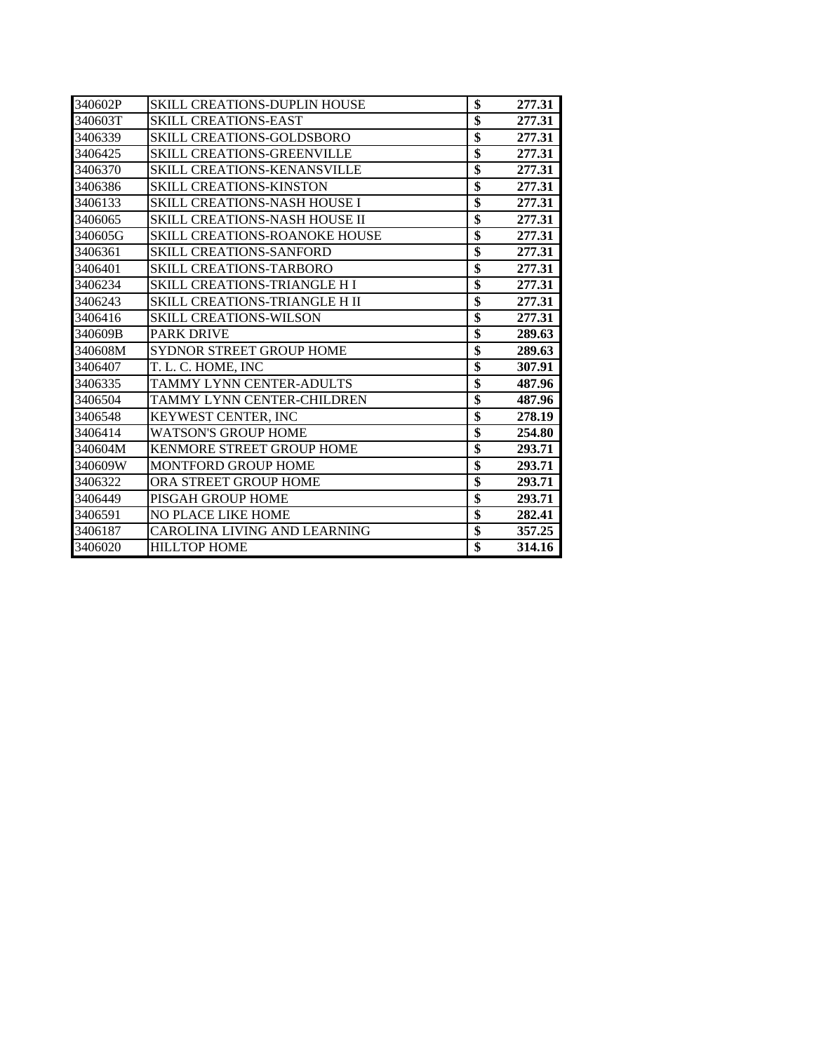| | | | |
|---|---|---|---|
| 340602P | SKILL CREATIONS-DUPLIN HOUSE | $ | **277.31** |
| 340603T | SKILL CREATIONS-EAST | $ | **277.31** |
| 3406339 | SKILL CREATIONS-GOLDSBORO | $ | **277.31** |
| 3406425 | SKILL CREATIONS-GREENVILLE | $ | **277.31** |
| 3406370 | SKILL CREATIONS-KENANSVILLE | $ | **277.31** |
| 3406386 | SKILL CREATIONS-KINSTON | $ | **277.31** |
| 3406133 | SKILL CREATIONS-NASH HOUSE I | $ | **277.31** |
| 3406065 | SKILL CREATIONS-NASH HOUSE II | $ | **277.31** |
| 340605G | SKILL CREATIONS-ROANOKE HOUSE | $ | **277.31** |
| 3406361 | SKILL CREATIONS-SANFORD | $ | **277.31** |
| 3406401 | SKILL CREATIONS-TARBORO | $ | **277.31** |
| 3406234 | SKILL CREATIONS-TRIANGLE H I | $ | **277.31** |
| 3406243 | SKILL CREATIONS-TRIANGLE H II | $ | **277.31** |
| 3406416 | SKILL CREATIONS-WILSON | $ | **277.31** |
| 340609B | PARK DRIVE | $ | **289.63** |
| 340608M | SYDNOR STREET GROUP HOME | $ | **289.63** |
| 3406407 | T. L. C. HOME, INC | $ | **307.91** |
| 3406335 | TAMMY LYNN CENTER-ADULTS | $ | **487.96** |
| 3406504 | TAMMY LYNN CENTER-CHILDREN | $ | **487.96** |
| 3406548 | KEYWEST CENTER, INC | $ | **278.19** |
| 3406414 | WATSON'S GROUP HOME | $ | **254.80** |
| 340604M | KENMORE STREET GROUP HOME | $ | **293.71** |
| 340609W | MONTFORD GROUP HOME | $ | **293.71** |
| 3406322 | ORA STREET GROUP HOME | $ | **293.71** |
| 3406449 | PISGAH GROUP HOME | $ | **293.71** |
| 3406591 | NO PLACE LIKE HOME | $ | **282.41** |
| 3406187 | CAROLINA LIVING AND LEARNING | $ | **357.25** |
| 3406020 | HILLTOP HOME | $ | **314.16** |